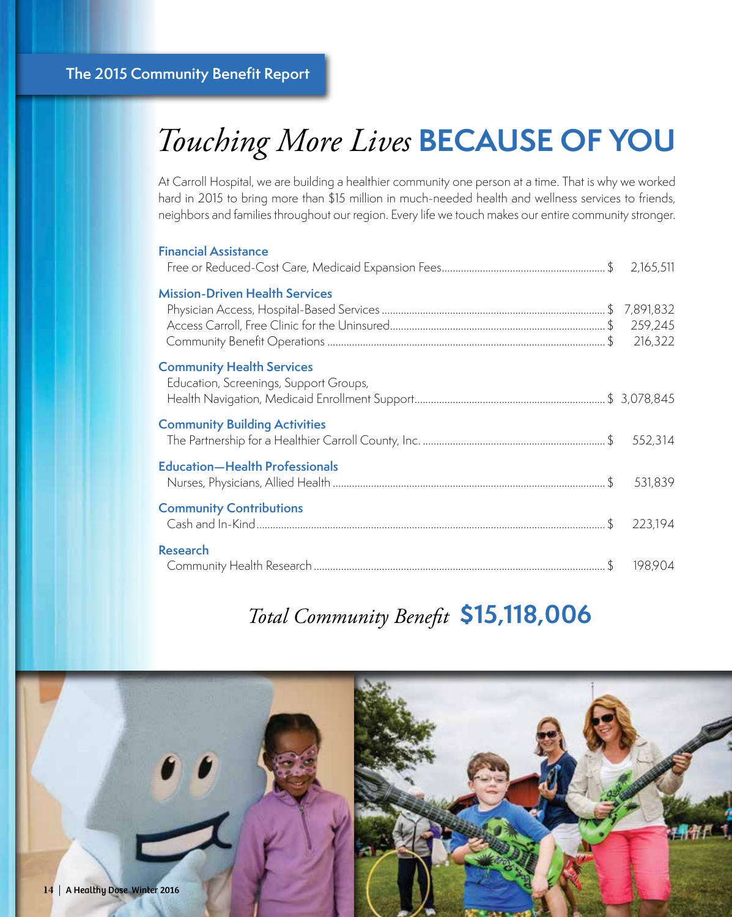The 2015 Community Benefit Report

# *Touching More Lives* **BECAUSE OF YOU**

At Carroll Hospital, we are building a healthier community one person at a time. That is why we worked hard in 2015 to bring more than $15 million in much-needed health and wellness services to friends, neighbors and families throughout our region. Every life we touch makes our entire community stronger.

### Financial Assistance

Free or Reduced-Cost Care, Medicaid Expansion Fees ........ $ 2,165,511

### Mission-Driven Health Services

Physician Access, Hospital-Based Services ........ $ 7,891,832
Access Carroll, Free Clinic for the Uninsured ........ $ 259,245
Community Benefit Operations ........ $ 216,322

### Community Health Services

Education, Screenings, Support Groups,
Health Navigation, Medicaid Enrollment Support ........ $ 3,078,845

### Community Building Activities

The Partnership for a Healthier Carroll County, Inc. ........ $ 552,314

### Education—Health Professionals

Nurses, Physicians, Allied Health ........ $ 531,839

### Community Contributions

Cash and In-Kind ........ $ 223,194

### Research

Community Health Research ........ $ 198,904

## *Total Community Benefit* **$15,118,006**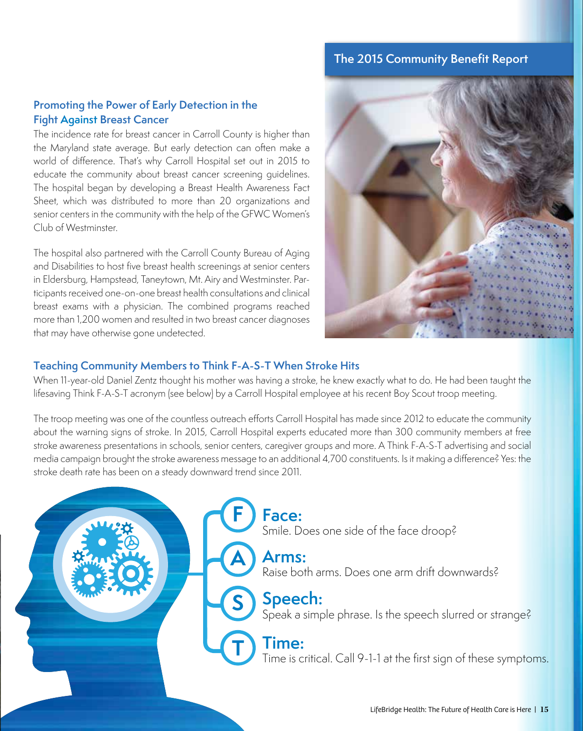## The 2015 Community Benefit Report

### Promoting the Power of Early Detection in the Fight Against Breast Cancer

The incidence rate for breast cancer in Carroll County is higher than the Maryland state average. But early detection can often make a world of difference. That's why Carroll Hospital set out in 2015 to educate the community about breast cancer screening guidelines. The hospital began by developing a Breast Health Awareness Fact Sheet, which was distributed to more than 20 organizations and senior centers in the community with the help of the GFWC Women's Club of Westminster.

The hospital also partnered with the Carroll County Bureau of Aging and Disabilities to host five breast health screenings at senior centers in Eldersburg, Hampstead, Taneytown, Mt. Airy and Westminster. Participants received one-on-one breast health consultations and clinical breast exams with a physician. The combined programs reached more than 1,200 women and resulted in two breast cancer diagnoses that may have otherwise gone undetected.

### Teaching Community Members to Think F-A-S-T When Stroke Hits

When 11-year-old Daniel Zentz thought his mother was having a stroke, he knew exactly what to do. He had been taught the lifesaving Think F-A-S-T acronym (see below) by a Carroll Hospital employee at his recent Boy Scout troop meeting.

The troop meeting was one of the countless outreach efforts Carroll Hospital has made since 2012 to educate the community about the warning signs of stroke. In 2015, Carroll Hospital experts educated more than 300 community members at free stroke awareness presentations in schools, senior centers, caregiver groups and more. A Think F-A-S-T advertising and social media campaign brought the stroke awareness message to an additional 4,700 constituents. Is it making a difference? Yes: the stroke death rate has been on a steady downward trend since 2011.

**F — Face:**
Smile. Does one side of the face droop?

**A — Arms:**
Raise both arms. Does one arm drift downwards?

**S — Speech:**
Speak a simple phrase. Is the speech slurred or strange?

**T — Time:**
Time is critical. Call 9-1-1 at the first sign of these symptoms.